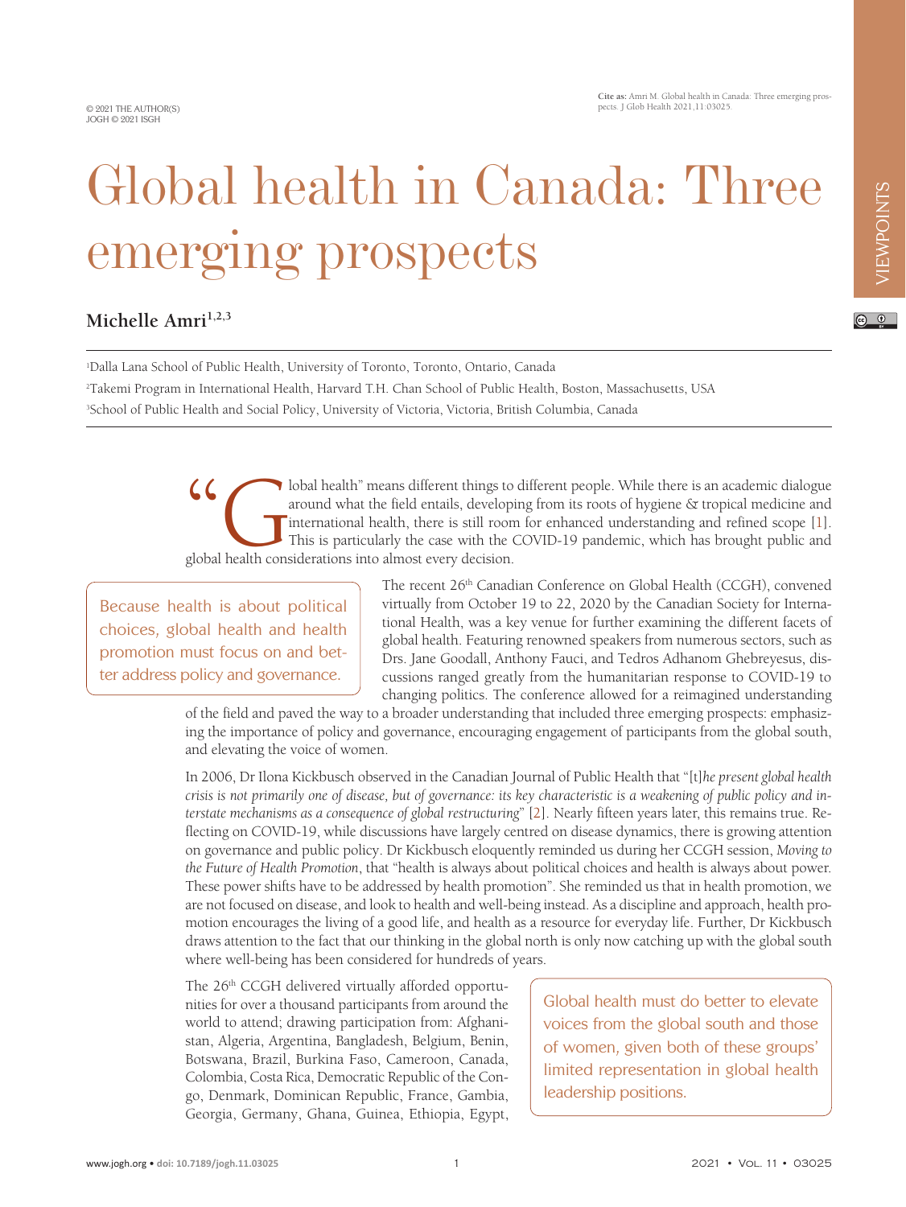© 2021 THE AUTHOR(S)
JOGH © 2021 ISGH

**Cite as:** Amri M. Global health in Canada: Three emerging prospects. J Glob Health 2021;11:03025.

VIEWPOINTS

# Global health in Canada: Three emerging prospects

**Michelle Amri**[1,2,3]

[1]Dalla Lana School of Public Health, University of Toronto, Toronto, Ontario, Canada
[2]Takemi Program in International Health, Harvard T.H. Chan School of Public Health, Boston, Massachusetts, USA
[3]School of Public Health and Social Policy, University of Victoria, Victoria, British Columbia, Canada

"Global health" means different things to different people. While there is an academic dialogue around what the field entails, developing from its roots of hygiene & tropical medicine and international health, there is still room for enhanced understanding and refined scope [1]. This is particularly the case with the COVID-19 pandemic, which has brought public and global health considerations into almost every decision.

> Because health is about political choices, global health and health promotion must focus on and better address policy and governance.

The recent 26th Canadian Conference on Global Health (CCGH), convened virtually from October 19 to 22, 2020 by the Canadian Society for International Health, was a key venue for further examining the different facets of global health. Featuring renowned speakers from numerous sectors, such as Drs. Jane Goodall, Anthony Fauci, and Tedros Adhanom Ghebreyesus, discussions ranged greatly from the humanitarian response to COVID-19 to changing politics. The conference allowed for a reimagined understanding of the field and paved the way to a broader understanding that included three emerging prospects: emphasizing the importance of policy and governance, encouraging engagement of participants from the global south, and elevating the voice of women.

In 2006, Dr Ilona Kickbusch observed in the Canadian Journal of Public Health that "[t]*he present global health crisis is not primarily one of disease, but of governance: its key characteristic is a weakening of public policy and interstate mechanisms as a consequence of global restructuring*" [2]. Nearly fifteen years later, this remains true. Reflecting on COVID-19, while discussions have largely centred on disease dynamics, there is growing attention on governance and public policy. Dr Kickbusch eloquently reminded us during her CCGH session, *Moving to the Future of Health Promotion*, that "health is always about political choices and health is always about power. These power shifts have to be addressed by health promotion". She reminded us that in health promotion, we are not focused on disease, and look to health and well-being instead. As a discipline and approach, health promotion encourages the living of a good life, and health as a resource for everyday life. Further, Dr Kickbusch draws attention to the fact that our thinking in the global north is only now catching up with the global south where well-being has been considered for hundreds of years.

> Global health must do better to elevate voices from the global south and those of women, given both of these groups' limited representation in global health leadership positions.

The 26th CCGH delivered virtually afforded opportunities for over a thousand participants from around the world to attend; drawing participation from: Afghanistan, Algeria, Argentina, Bangladesh, Belgium, Benin, Botswana, Brazil, Burkina Faso, Cameroon, Canada, Colombia, Costa Rica, Democratic Republic of the Congo, Denmark, Dominican Republic, France, Gambia, Georgia, Germany, Ghana, Guinea, Ethiopia, Egypt,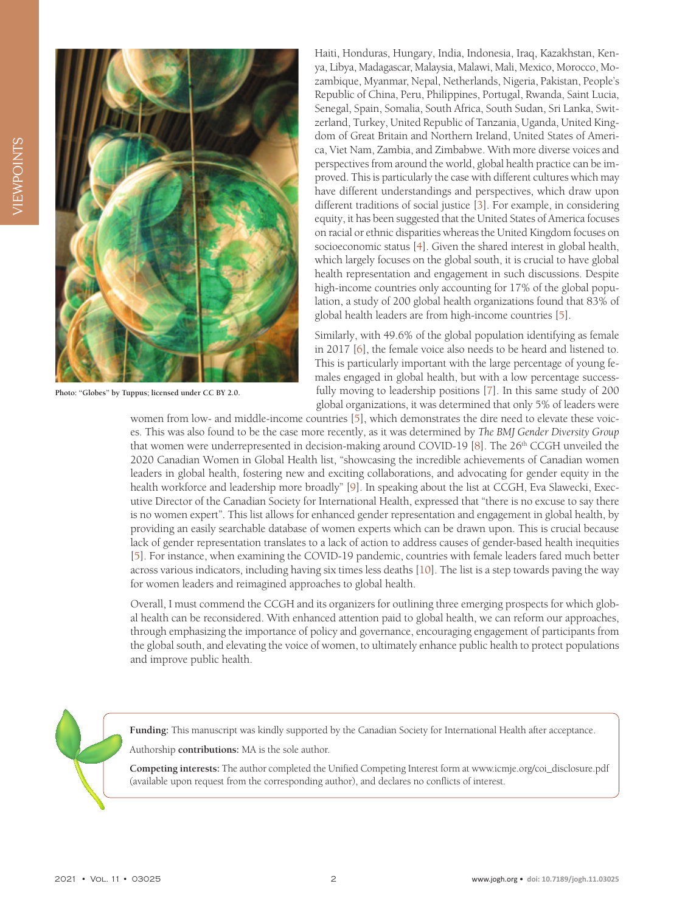Haiti, Honduras, Hungary, India, Indonesia, Iraq, Kazakhstan, Kenya, Libya, Madagascar, Malaysia, Malawi, Mali, Mexico, Morocco, Mozambique, Myanmar, Nepal, Netherlands, Nigeria, Pakistan, People's Republic of China, Peru, Philippines, Portugal, Rwanda, Saint Lucia, Senegal, Spain, Somalia, South Africa, South Sudan, Sri Lanka, Switzerland, Turkey, United Republic of Tanzania, Uganda, United Kingdom of Great Britain and Northern Ireland, United States of America, Viet Nam, Zambia, and Zimbabwe. With more diverse voices and perspectives from around the world, global health practice can be improved. This is particularly the case with different cultures which may have different understandings and perspectives, which draw upon different traditions of social justice [3]. For example, in considering equity, it has been suggested that the United States of America focuses on racial or ethnic disparities whereas the United Kingdom focuses on socioeconomic status [4]. Given the shared interest in global health, which largely focuses on the global south, it is crucial to have global health representation and engagement in such discussions. Despite high-income countries only accounting for 17% of the global population, a study of 200 global health organizations found that 83% of global health leaders are from high-income countries [5].

Photo: "Globes" by Tuppus; licensed under CC BY 2.0.

Similarly, with 49.6% of the global population identifying as female in 2017 [6], the female voice also needs to be heard and listened to. This is particularly important with the large percentage of young females engaged in global health, but with a low percentage successfully moving to leadership positions [7]. In this same study of 200 global organizations, it was determined that only 5% of leaders were women from low- and middle-income countries [5], which demonstrates the dire need to elevate these voices. This was also found to be the case more recently, as it was determined by *The BMJ Gender Diversity Group* that women were underrepresented in decision-making around COVID-19 [8]. The 26th CCGH unveiled the 2020 Canadian Women in Global Health list, "showcasing the incredible achievements of Canadian women leaders in global health, fostering new and exciting collaborations, and advocating for gender equity in the health workforce and leadership more broadly" [9]. In speaking about the list at CCGH, Eva Slawecki, Executive Director of the Canadian Society for International Health, expressed that "there is no excuse to say there is no women expert". This list allows for enhanced gender representation and engagement in global health, by providing an easily searchable database of women experts which can be drawn upon. This is crucial because lack of gender representation translates to a lack of action to address causes of gender-based health inequities [5]. For instance, when examining the COVID-19 pandemic, countries with female leaders fared much better across various indicators, including having six times less deaths [10]. The list is a step towards paving the way for women leaders and reimagined approaches to global health.

Overall, I must commend the CCGH and its organizers for outlining three emerging prospects for which global health can be reconsidered. With enhanced attention paid to global health, we can reform our approaches, through emphasizing the importance of policy and governance, encouraging engagement of participants from the global south, and elevating the voice of women, to ultimately enhance public health to protect populations and improve public health.

**Funding:** This manuscript was kindly supported by the Canadian Society for International Health after acceptance.

Authorship **contributions:** MA is the sole author.

**Competing interests:** The author completed the Unified Competing Interest form at www.icmje.org/coi_disclosure.pdf (available upon request from the corresponding author), and declares no conflicts of interest.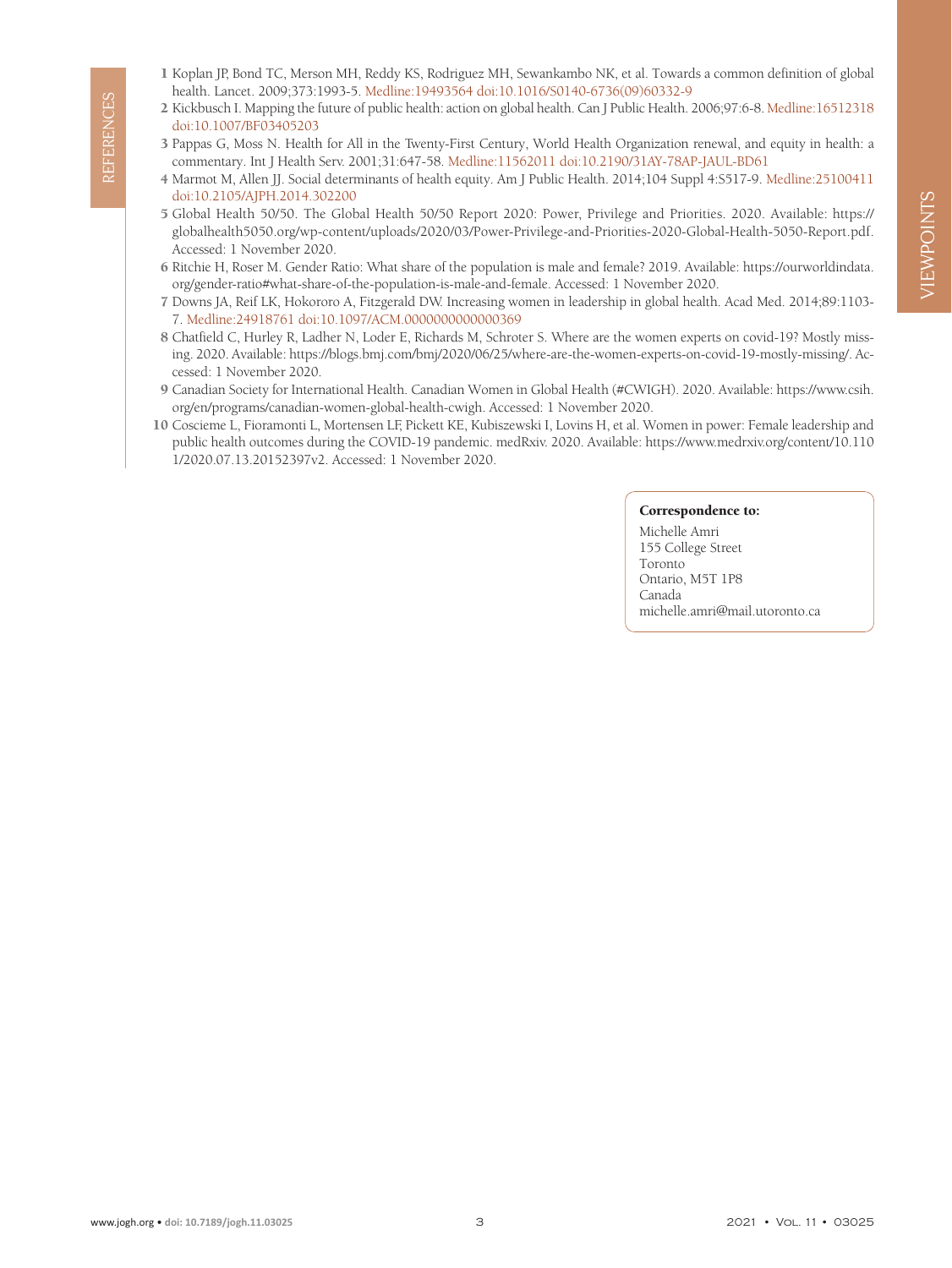## REFERENCES

1. Koplan JP, Bond TC, Merson MH, Reddy KS, Rodriguez MH, Sewankambo NK, et al. Towards a common definition of global health. Lancet. 2009;373:1993-5. Medline:19493564 doi:10.1016/S0140-6736(09)60332-9
2. Kickbusch I. Mapping the future of public health: action on global health. Can J Public Health. 2006;97:6-8. Medline:16512318 doi:10.1007/BF03405203
3. Pappas G, Moss N. Health for All in the Twenty-First Century, World Health Organization renewal, and equity in health: a commentary. Int J Health Serv. 2001;31:647-58. Medline:11562011 doi:10.2190/31AY-78AP-JAUL-BD61
4. Marmot M, Allen JJ. Social determinants of health equity. Am J Public Health. 2014;104 Suppl 4:S517-9. Medline:25100411 doi:10.2105/AJPH.2014.302200
5. Global Health 50/50. The Global Health 50/50 Report 2020: Power, Privilege and Priorities. 2020. Available: https://globalhealth5050.org/wp-content/uploads/2020/03/Power-Privilege-and-Priorities-2020-Global-Health-5050-Report.pdf. Accessed: 1 November 2020.
6. Ritchie H, Roser M. Gender Ratio: What share of the population is male and female? 2019. Available: https://ourworldindata.org/gender-ratio#what-share-of-the-population-is-male-and-female. Accessed: 1 November 2020.
7. Downs JA, Reif LK, Hokororo A, Fitzgerald DW. Increasing women in leadership in global health. Acad Med. 2014;89:1103-7. Medline:24918761 doi:10.1097/ACM.0000000000000369
8. Chatfield C, Hurley R, Ladher N, Loder E, Richards M, Schroter S. Where are the women experts on covid-19? Mostly missing. 2020. Available: https://blogs.bmj.com/bmj/2020/06/25/where-are-the-women-experts-on-covid-19-mostly-missing/. Accessed: 1 November 2020.
9. Canadian Society for International Health. Canadian Women in Global Health (#CWIGH). 2020. Available: https://www.csih.org/en/programs/canadian-women-global-health-cwigh. Accessed: 1 November 2020.
10. Coscieme L, Fioramonti L, Mortensen LF, Pickett KE, Kubiszewski I, Lovins H, et al. Women in power: Female leadership and public health outcomes during the COVID-19 pandemic. medRxiv. 2020. Available: https://www.medrxiv.org/content/10.1101/2020.07.13.20152397v2. Accessed: 1 November 2020.

**Correspondence to:**

Michelle Amri
155 College Street
Toronto
Ontario, M5T 1P8
Canada
michelle.amri@mail.utoronto.ca